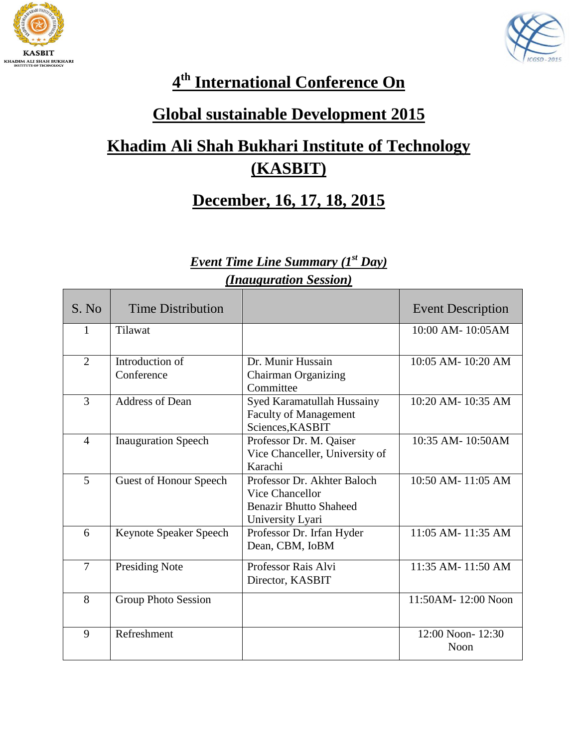# 4th International Conference On

# Global sustainable Development 2015

# Khadim Ali Shah Bukhari Institute of Technology (KASBIT)

# December, 16, 17, 18, 2015

## *Event Time Line Summary (1st Day)*
## *(Inauguration Session)*

| S. No | Time Distribution | | Event Description |
|---|---|---|---|
| 1 | Tilawat | | 10:00 AM- 10:05AM |
| 2 | Introduction of Conference | Dr. Munir Hussain Chairman Organizing Committee | 10:05 AM- 10:20 AM |
| 3 | Address of Dean | Syed Karamatullah Hussainy Faculty of Management Sciences,KASBIT | 10:20 AM- 10:35 AM |
| 4 | Inauguration Speech | Professor Dr. M. Qaiser Vice Chanceller, University of Karachi | 10:35 AM- 10:50AM |
| 5 | Guest of Honour Speech | Professor Dr. Akhter Baloch Vice Chancellor Benazir Bhutto Shaheed University Lyari | 10:50 AM- 11:05 AM |
| 6 | Keynote Speaker Speech | Professor Dr. Irfan Hyder Dean, CBM, IoBM | 11:05 AM- 11:35 AM |
| 7 | Presiding Note | Professor Rais Alvi Director, KASBIT | 11:35 AM- 11:50 AM |
| 8 | Group Photo Session | | 11:50AM- 12:00 Noon |
| 9 | Refreshment | | 12:00 Noon- 12:30 Noon |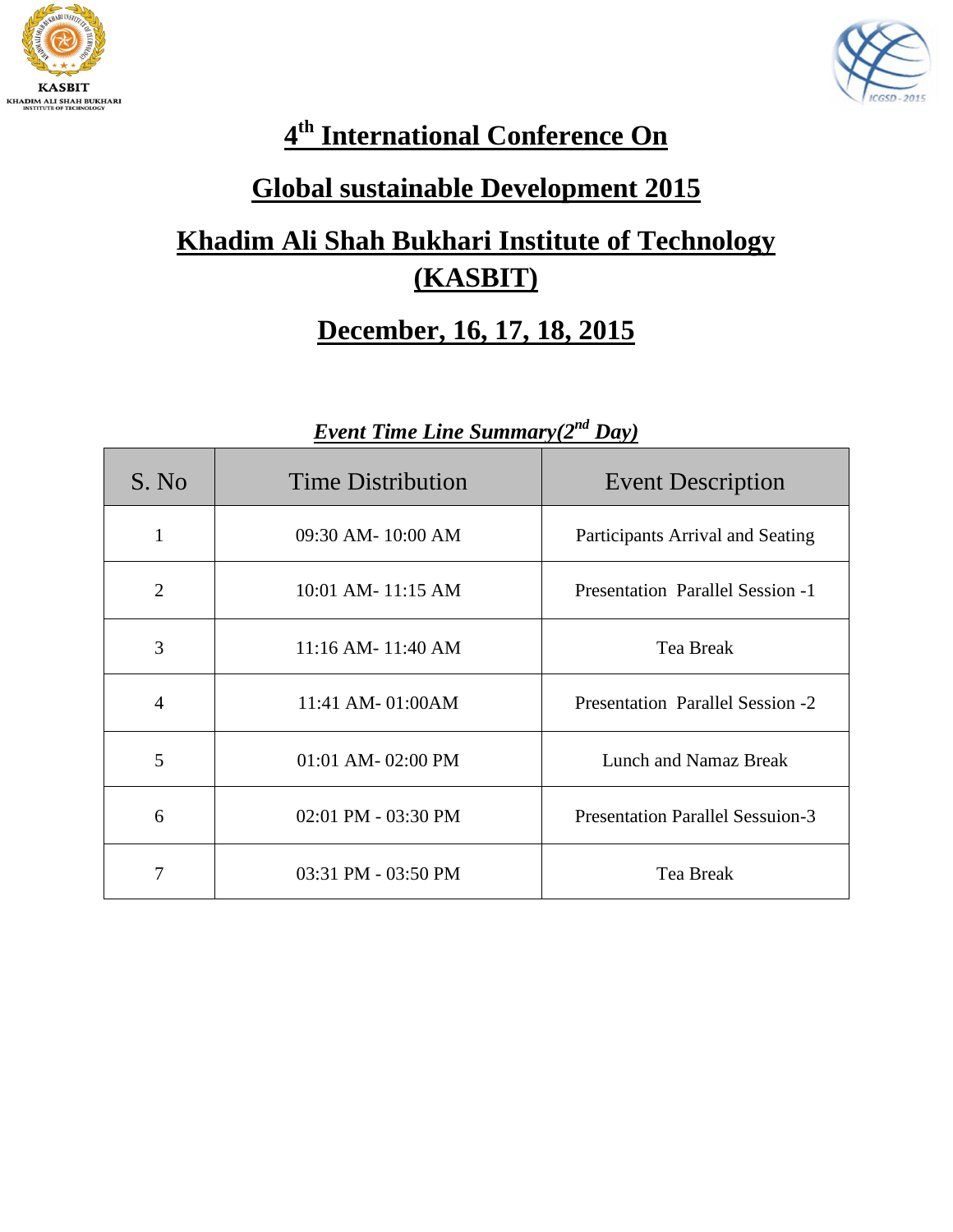KASBIT
KHADIM ALI SHAH BUKHARI INSTITUTE OF TECHNOLOGY

# 4th International Conference On

# Global sustainable Development 2015

# Khadim Ali Shah Bukhari Institute of Technology (KASBIT)

# December, 16, 17, 18, 2015

***Event Time Line Summary(2nd Day)***

| S. No | Time Distribution | Event Description |
|---|---|---|
| 1 | 09:30 AM- 10:00 AM | Participants Arrival and Seating |
| 2 | 10:01 AM- 11:15 AM | Presentation Parallel Session -1 |
| 3 | 11:16 AM- 11:40 AM | Tea Break |
| 4 | 11:41 AM- 01:00AM | Presentation Parallel Session -2 |
| 5 | 01:01 AM- 02:00 PM | Lunch and Namaz Break |
| 6 | 02:01 PM - 03:30 PM | Presentation Parallel Sessuion-3 |
| 7 | 03:31 PM - 03:50 PM | Tea Break |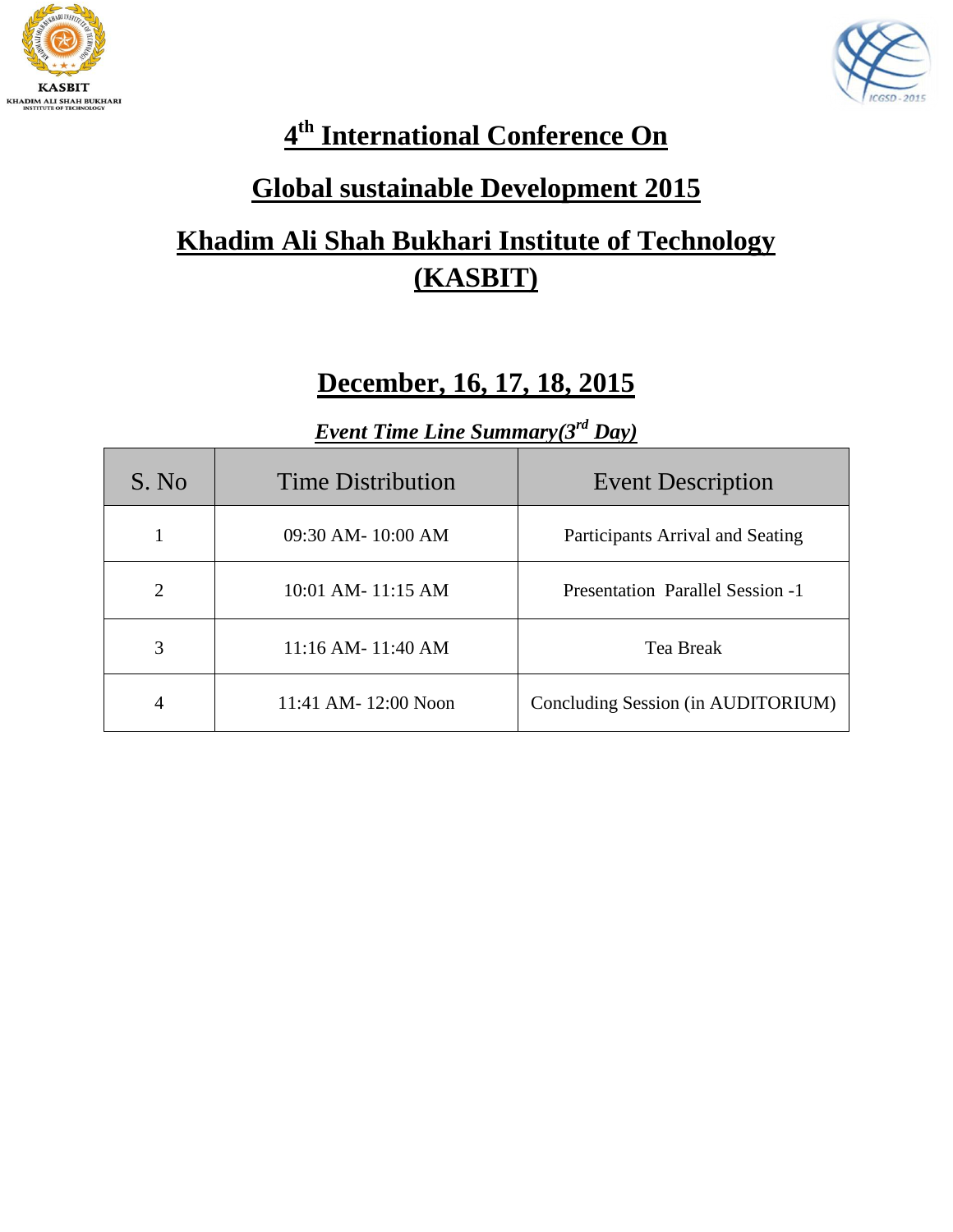KASBIT
KHADIM ALI SHAH BUKHARI INSTITUTE OF TECHNOLOGY

ICGSD - 2015

# 4th International Conference On

# Global sustainable Development 2015

# Khadim Ali Shah Bukhari Institute of Technology (KASBIT)

## December, 16, 17, 18, 2015

***Event Time Line Summary(3rd Day)***

| S. No | Time Distribution | Event Description |
|---|---|---|
| 1 | 09:30 AM- 10:00 AM | Participants Arrival and Seating |
| 2 | 10:01 AM- 11:15 AM | Presentation Parallel Session -1 |
| 3 | 11:16 AM- 11:40 AM | Tea Break |
| 4 | 11:41 AM- 12:00 Noon | Concluding Session (in AUDITORIUM) |